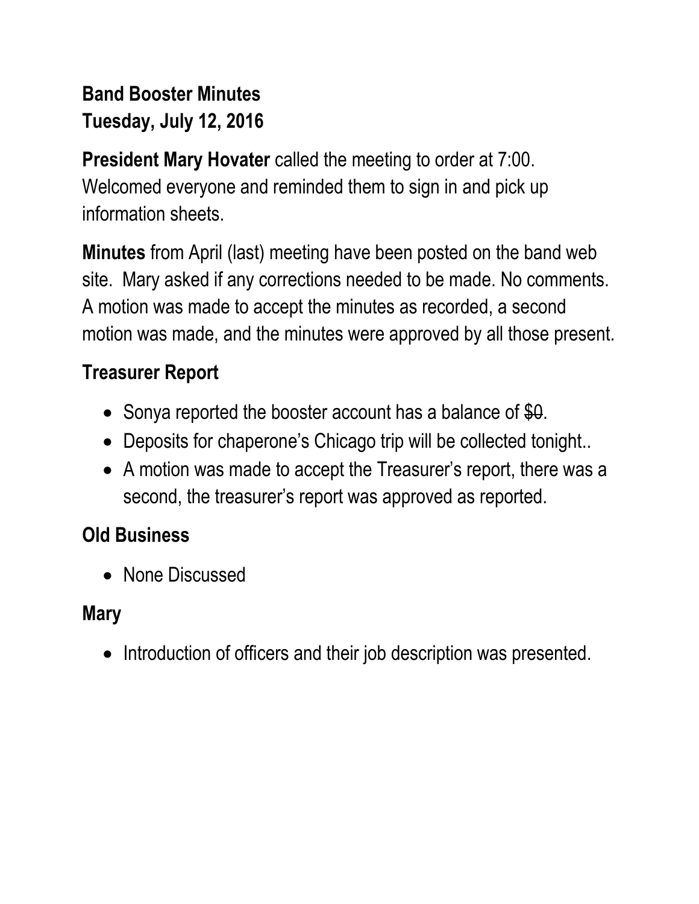**Band Booster Minutes**
**Tuesday, July 12, 2016**

**President Mary Hovater** called the meeting to order at 7:00. Welcomed everyone and reminded them to sign in and pick up information sheets.

**Minutes** from April (last) meeting have been posted on the band web site. Mary asked if any corrections needed to be made. No comments. A motion was made to accept the minutes as recorded, a second motion was made, and the minutes were approved by all those present.

## Treasurer Report

- Sonya reported the booster account has a balance of ~~$0~~.
- Deposits for chaperone's Chicago trip will be collected tonight..
- A motion was made to accept the Treasurer's report, there was a second, the treasurer's report was approved as reported.

## Old Business

- None Discussed

## Mary

- Introduction of officers and their job description was presented.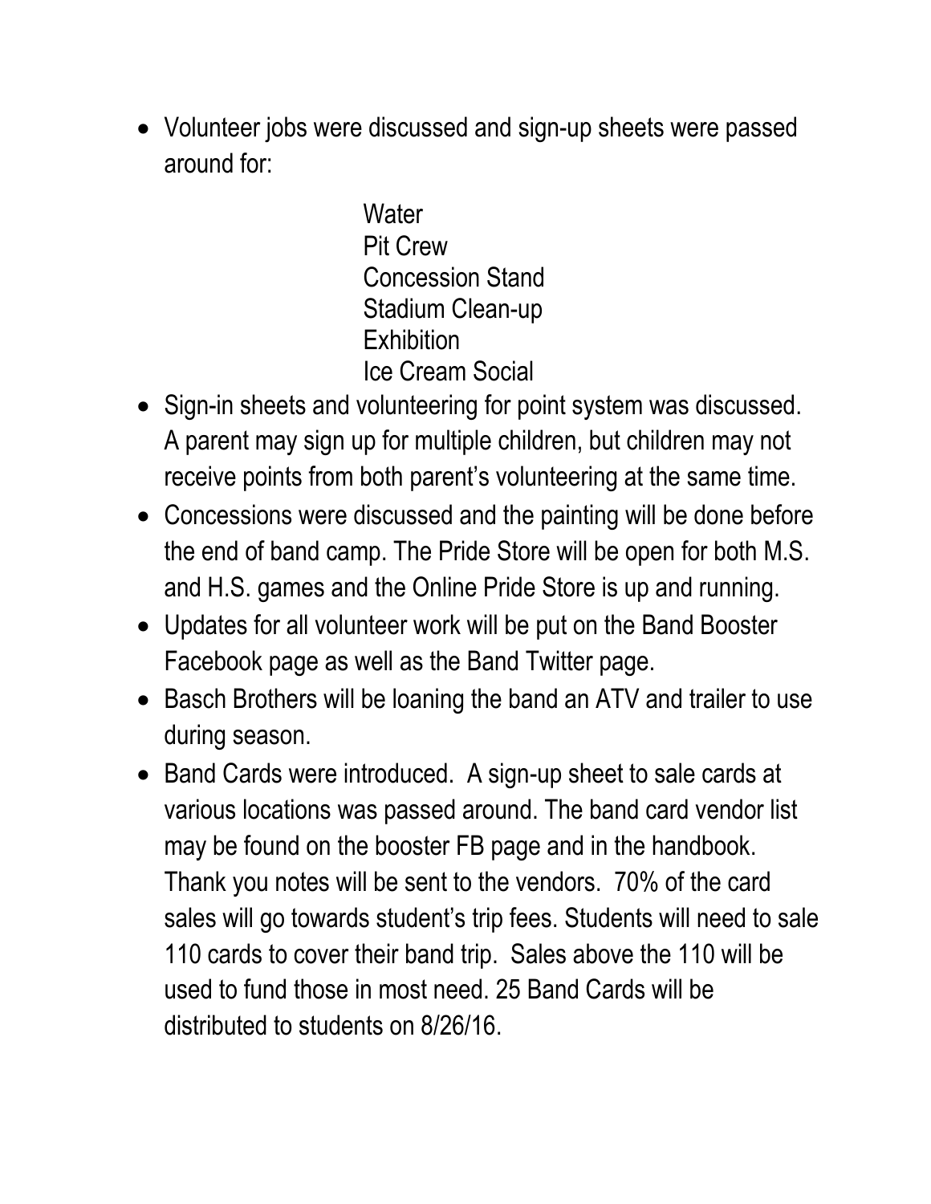- Volunteer jobs were discussed and sign-up sheets were passed around for:

  Water
  Pit Crew
  Concession Stand
  Stadium Clean-up
  Exhibition
  Ice Cream Social

- Sign-in sheets and volunteering for point system was discussed. A parent may sign up for multiple children, but children may not receive points from both parent's volunteering at the same time.
- Concessions were discussed and the painting will be done before the end of band camp. The Pride Store will be open for both M.S. and H.S. games and the Online Pride Store is up and running.
- Updates for all volunteer work will be put on the Band Booster Facebook page as well as the Band Twitter page.
- Basch Brothers will be loaning the band an ATV and trailer to use during season.
- Band Cards were introduced. A sign-up sheet to sale cards at various locations was passed around. The band card vendor list may be found on the booster FB page and in the handbook. Thank you notes will be sent to the vendors. 70% of the card sales will go towards student's trip fees. Students will need to sale 110 cards to cover their band trip. Sales above the 110 will be used to fund those in most need. 25 Band Cards will be distributed to students on 8/26/16.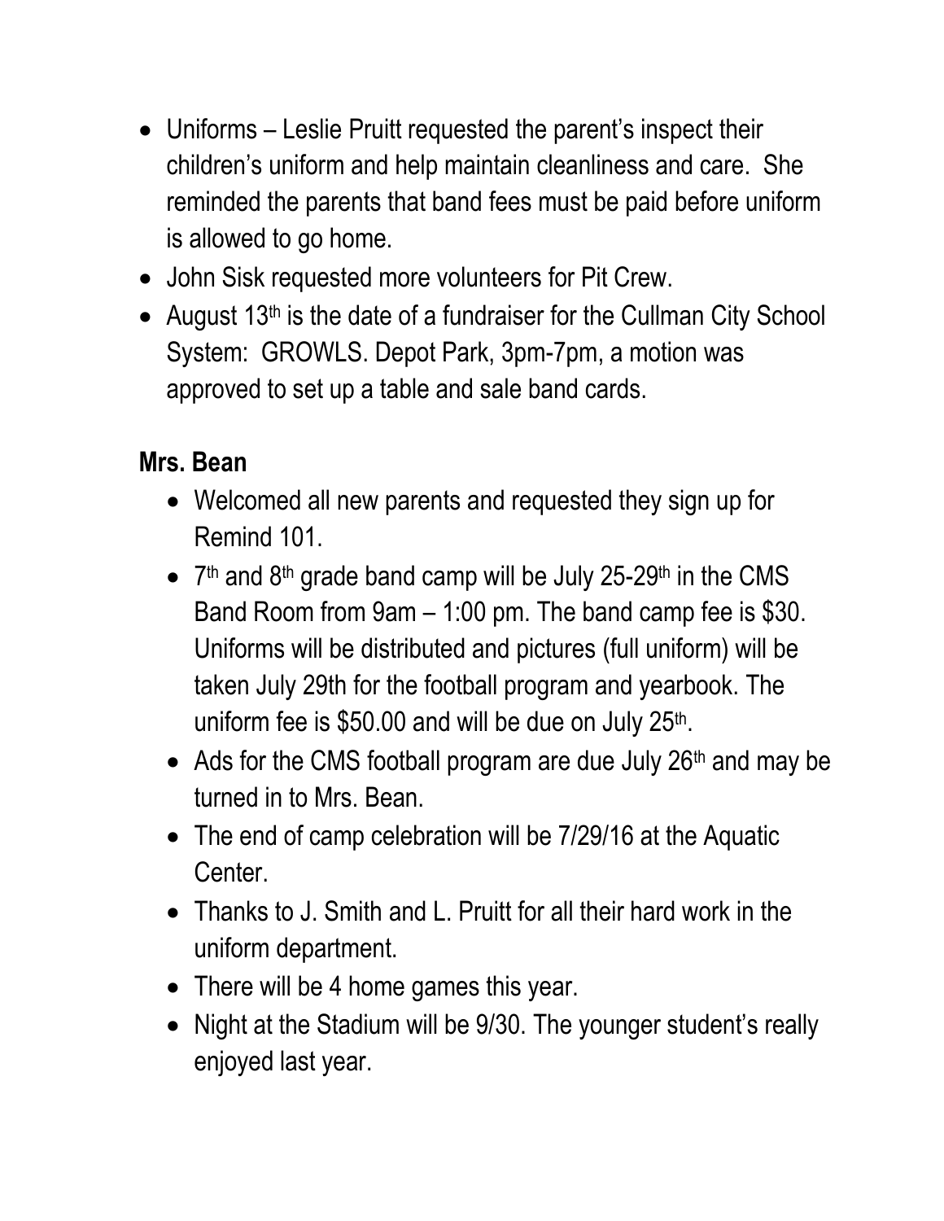- Uniforms – Leslie Pruitt requested the parent's inspect their children's uniform and help maintain cleanliness and care. She reminded the parents that band fees must be paid before uniform is allowed to go home.
- John Sisk requested more volunteers for Pit Crew.
- August 13th is the date of a fundraiser for the Cullman City School System: GROWLS. Depot Park, 3pm-7pm, a motion was approved to set up a table and sale band cards.

**Mrs. Bean**

- Welcomed all new parents and requested they sign up for Remind 101.
- 7th and 8th grade band camp will be July 25-29th in the CMS Band Room from 9am – 1:00 pm. The band camp fee is $30. Uniforms will be distributed and pictures (full uniform) will be taken July 29th for the football program and yearbook. The uniform fee is $50.00 and will be due on July 25th.
- Ads for the CMS football program are due July 26th and may be turned in to Mrs. Bean.
- The end of camp celebration will be 7/29/16 at the Aquatic Center.
- Thanks to J. Smith and L. Pruitt for all their hard work in the uniform department.
- There will be 4 home games this year.
- Night at the Stadium will be 9/30. The younger student's really enjoyed last year.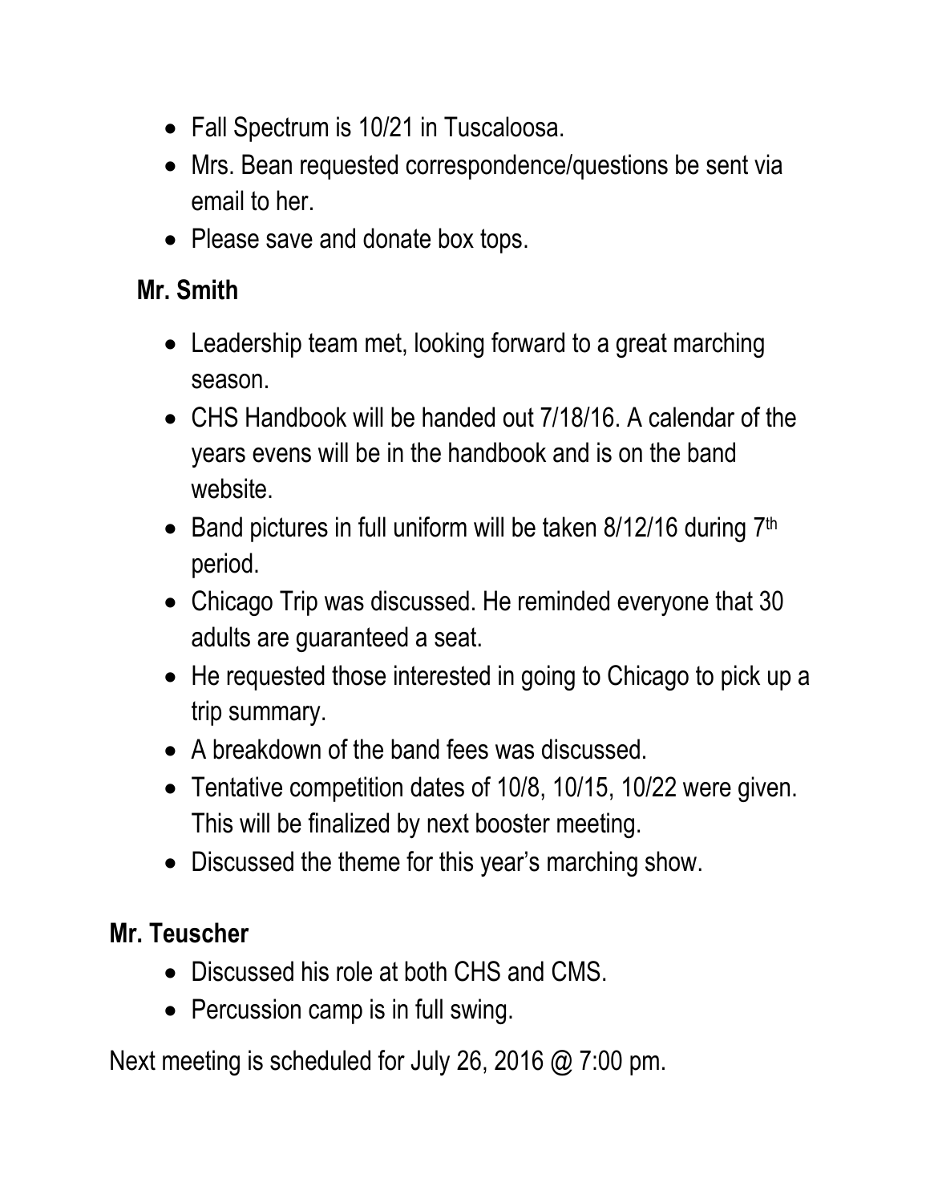- Fall Spectrum is 10/21 in Tuscaloosa.
- Mrs. Bean requested correspondence/questions be sent via email to her.
- Please save and donate box tops.

**Mr. Smith**

- Leadership team met, looking forward to a great marching season.
- CHS Handbook will be handed out 7/18/16. A calendar of the years evens will be in the handbook and is on the band website.
- Band pictures in full uniform will be taken 8/12/16 during 7th period.
- Chicago Trip was discussed. He reminded everyone that 30 adults are guaranteed a seat.
- He requested those interested in going to Chicago to pick up a trip summary.
- A breakdown of the band fees was discussed.
- Tentative competition dates of 10/8, 10/15, 10/22 were given. This will be finalized by next booster meeting.
- Discussed the theme for this year's marching show.

**Mr. Teuscher**

- Discussed his role at both CHS and CMS.
- Percussion camp is in full swing.

Next meeting is scheduled for July 26, 2016 @ 7:00 pm.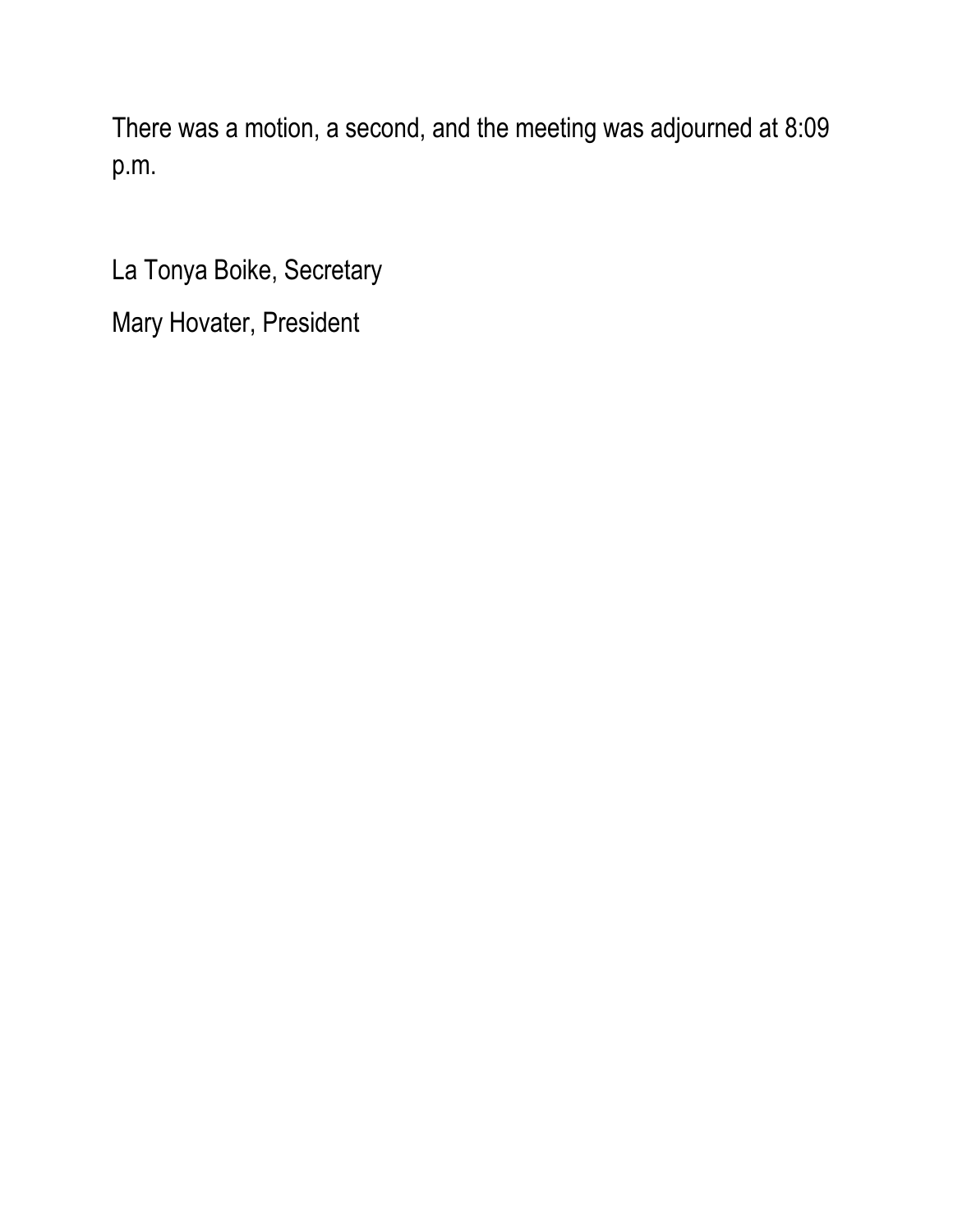There was a motion, a second, and the meeting was adjourned at 8:09 p.m.

La Tonya Boike, Secretary

Mary Hovater, President